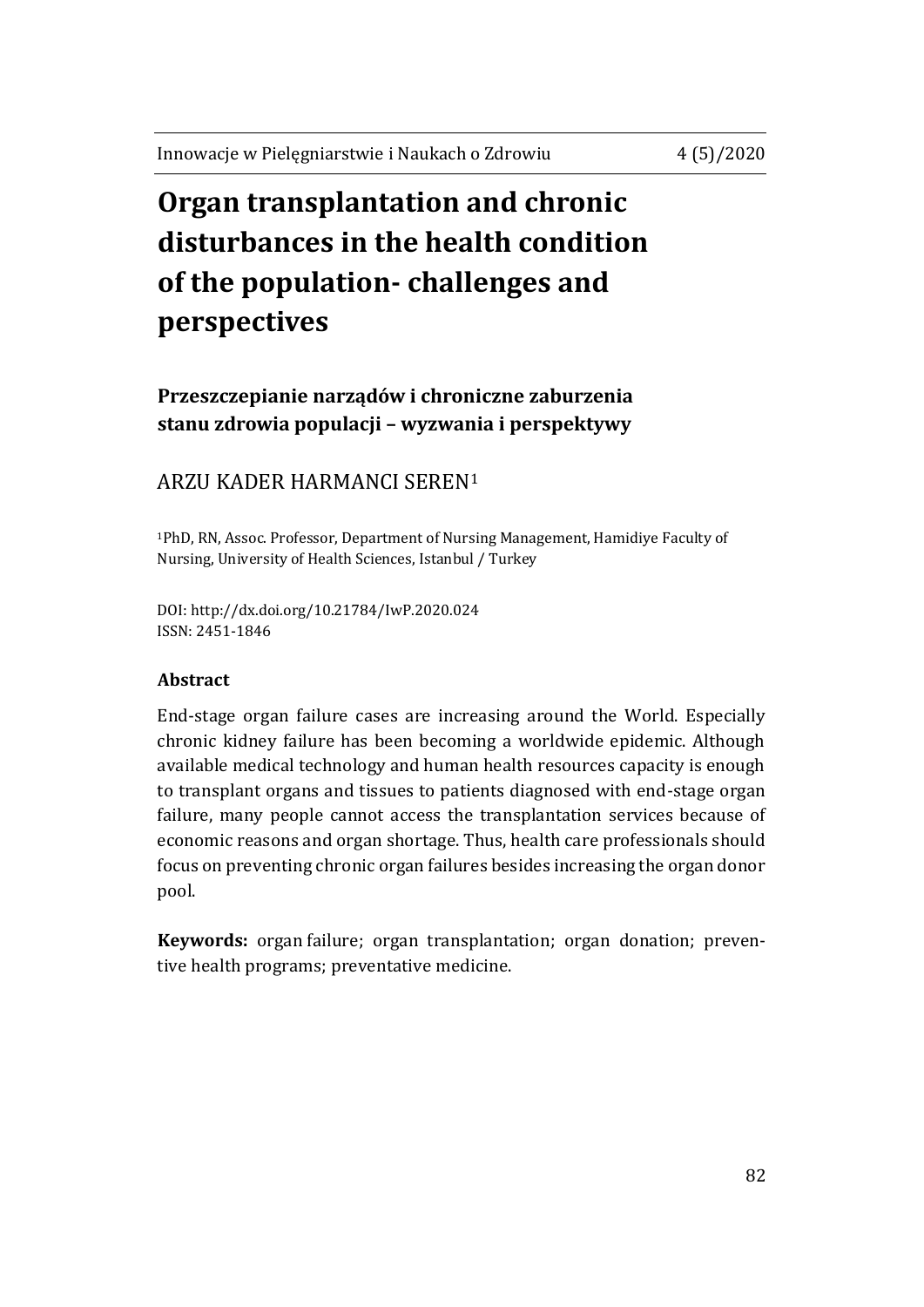# Organ transplantation and chronic disturbances in the health condition of the population- challenges and perspectives

## Przeszczepianie narządów i chroniczne zaburzenia stanu zdrowia populacji – wyzwania i perspektywy

ARZU KADER HARMANCI SEREN[1]

[1]PhD, RN, Assoc. Professor, Department of Nursing Management, Hamidiye Faculty of Nursing, University of Health Sciences, Istanbul / Turkey

DOI: http://dx.doi.org/10.21784/IwP.2020.024
ISSN: 2451-1846

### Abstract

End-stage organ failure cases are increasing around the World. Especially chronic kidney failure has been becoming a worldwide epidemic. Although available medical technology and human health resources capacity is enough to transplant organs and tissues to patients diagnosed with end-stage organ failure, many people cannot access the transplantation services because of economic reasons and organ shortage. Thus, health care professionals should focus on preventing chronic organ failures besides increasing the organ donor pool.

**Keywords:** organ failure; organ transplantation; organ donation; preventive health programs; preventative medicine.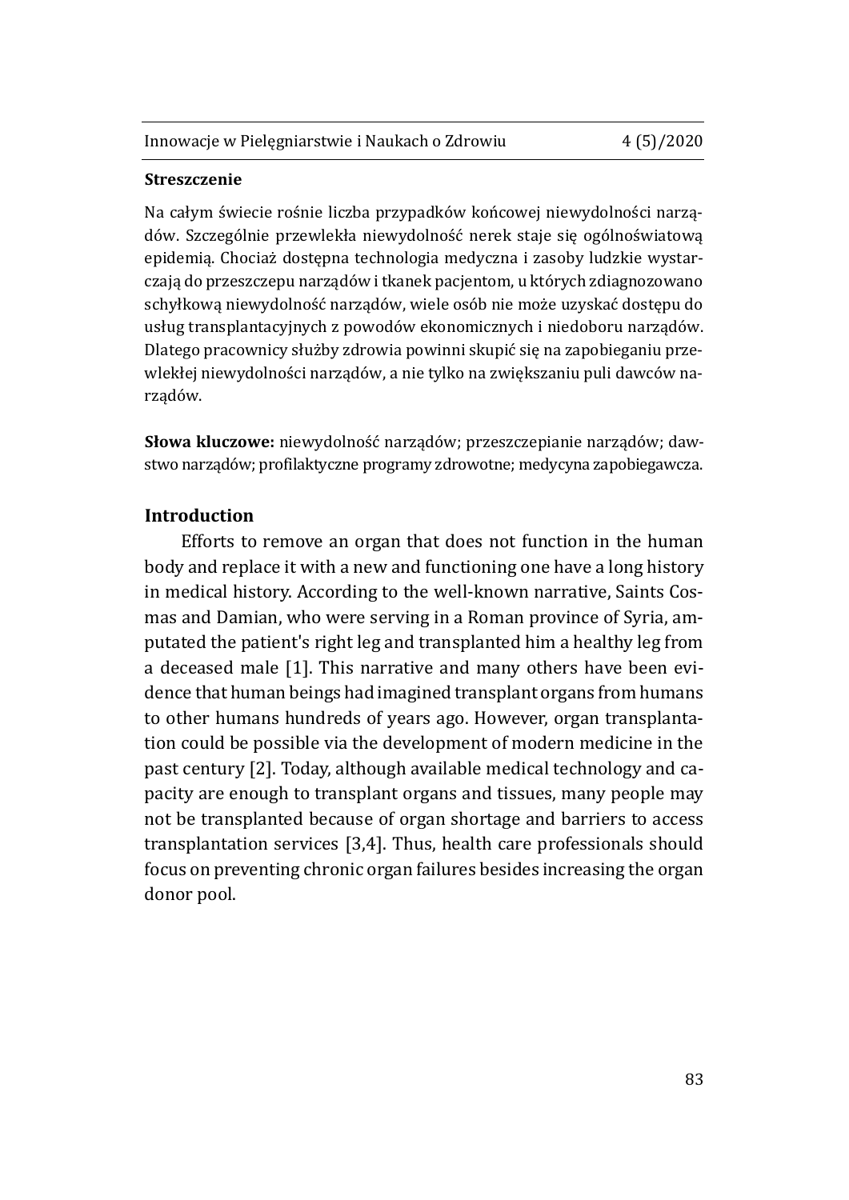**Streszczenie**

Na całym świecie rośnie liczba przypadków końcowej niewydolności narządów. Szczególnie przewlekła niewydolność nerek staje się ogólnoświatową epidemią. Chociaż dostępna technologia medyczna i zasoby ludzkie wystarczają do przeszczepu narządów i tkanek pacjentom, u których zdiagnozowano schyłkową niewydolność narządów, wiele osób nie może uzyskać dostępu do usług transplantacyjnych z powodów ekonomicznych i niedoboru narządów. Dlatego pracownicy służby zdrowia powinni skupić się na zapobieganiu przewlekłej niewydolności narządów, a nie tylko na zwiększaniu puli dawców narządów.

**Słowa kluczowe:** niewydolność narządów; przeszczepianie narządów; dawstwo narządów; profilaktyczne programy zdrowotne; medycyna zapobiegawcza.

## Introduction

Efforts to remove an organ that does not function in the human body and replace it with a new and functioning one have a long history in medical history. According to the well-known narrative, Saints Cosmas and Damian, who were serving in a Roman province of Syria, amputated the patient's right leg and transplanted him a healthy leg from a deceased male [1]. This narrative and many others have been evidence that human beings had imagined transplant organs from humans to other humans hundreds of years ago. However, organ transplantation could be possible via the development of modern medicine in the past century [2]. Today, although available medical technology and capacity are enough to transplant organs and tissues, many people may not be transplanted because of organ shortage and barriers to access transplantation services [3,4]. Thus, health care professionals should focus on preventing chronic organ failures besides increasing the organ donor pool.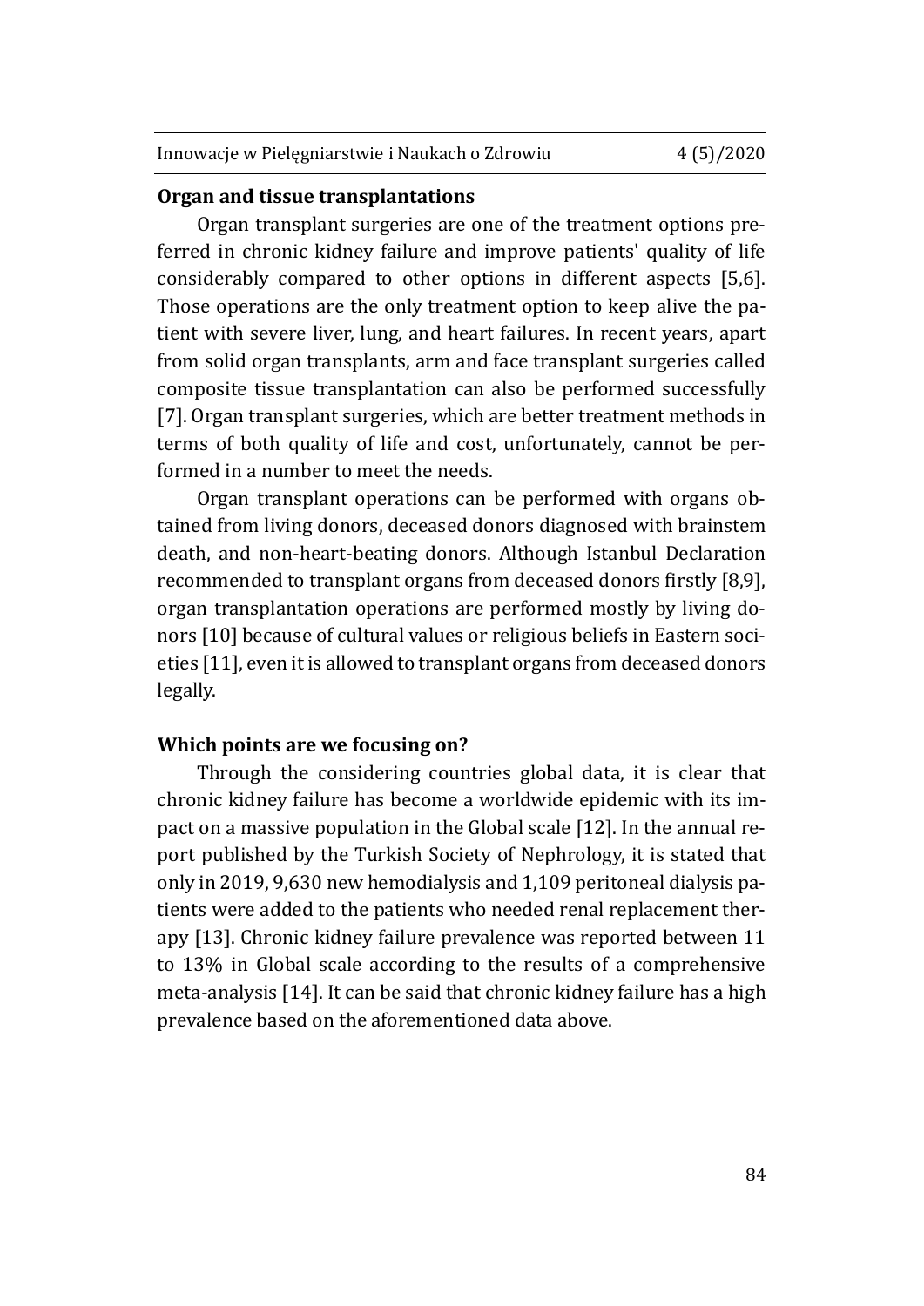## Organ and tissue transplantations

Organ transplant surgeries are one of the treatment options preferred in chronic kidney failure and improve patients' quality of life considerably compared to other options in different aspects [5,6]. Those operations are the only treatment option to keep alive the patient with severe liver, lung, and heart failures. In recent years, apart from solid organ transplants, arm and face transplant surgeries called composite tissue transplantation can also be performed successfully [7]. Organ transplant surgeries, which are better treatment methods in terms of both quality of life and cost, unfortunately, cannot be performed in a number to meet the needs.

Organ transplant operations can be performed with organs obtained from living donors, deceased donors diagnosed with brainstem death, and non-heart-beating donors. Although Istanbul Declaration recommended to transplant organs from deceased donors firstly [8,9], organ transplantation operations are performed mostly by living donors [10] because of cultural values or religious beliefs in Eastern societies [11], even it is allowed to transplant organs from deceased donors legally.

## Which points are we focusing on?

Through the considering countries global data, it is clear that chronic kidney failure has become a worldwide epidemic with its impact on a massive population in the Global scale [12]. In the annual report published by the Turkish Society of Nephrology, it is stated that only in 2019, 9,630 new hemodialysis and 1,109 peritoneal dialysis patients were added to the patients who needed renal replacement therapy [13]. Chronic kidney failure prevalence was reported between 11 to 13% in Global scale according to the results of a comprehensive meta-analysis [14]. It can be said that chronic kidney failure has a high prevalence based on the aforementioned data above.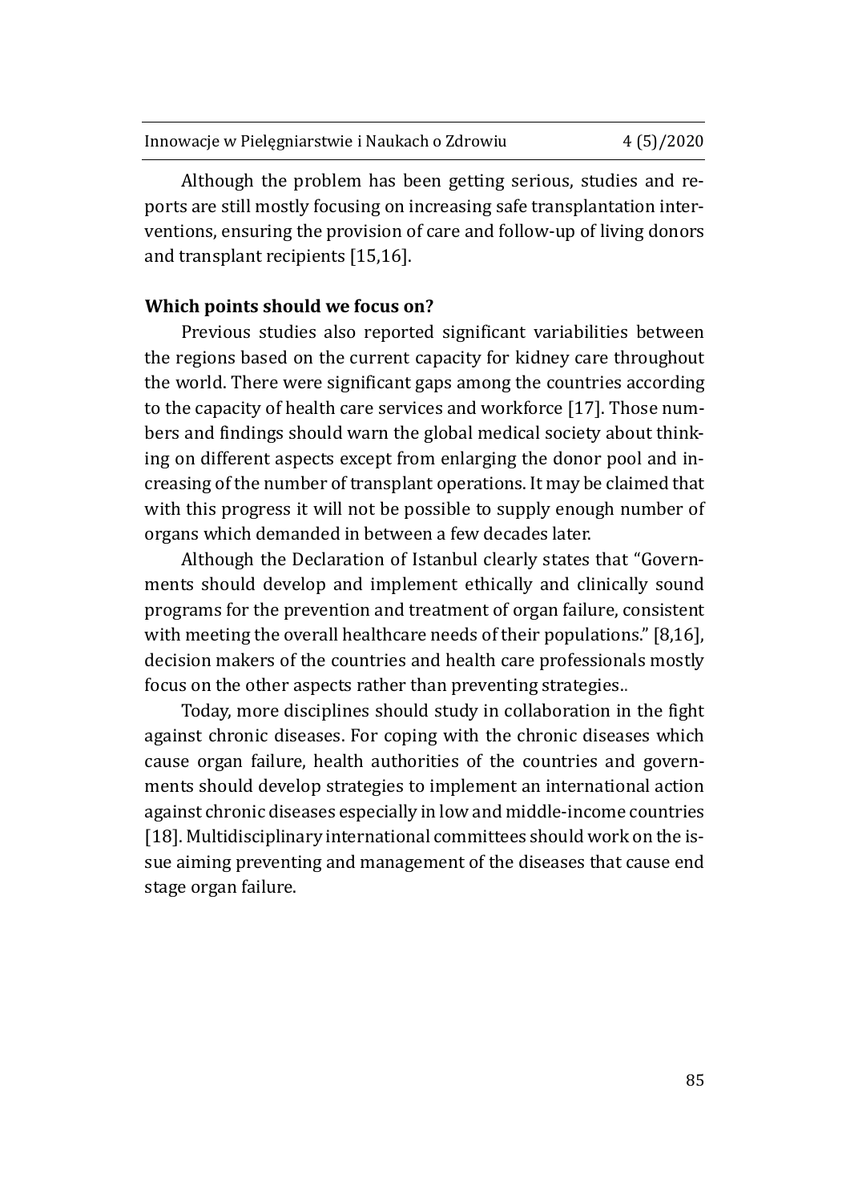Although the problem has been getting serious, studies and reports are still mostly focusing on increasing safe transplantation interventions, ensuring the provision of care and follow-up of living donors and transplant recipients [15,16].

**Which points should we focus on?**

Previous studies also reported significant variabilities between the regions based on the current capacity for kidney care throughout the world. There were significant gaps among the countries according to the capacity of health care services and workforce [17]. Those numbers and findings should warn the global medical society about thinking on different aspects except from enlarging the donor pool and increasing of the number of transplant operations. It may be claimed that with this progress it will not be possible to supply enough number of organs which demanded in between a few decades later.

Although the Declaration of Istanbul clearly states that "Governments should develop and implement ethically and clinically sound programs for the prevention and treatment of organ failure, consistent with meeting the overall healthcare needs of their populations." [8,16], decision makers of the countries and health care professionals mostly focus on the other aspects rather than preventing strategies..

Today, more disciplines should study in collaboration in the fight against chronic diseases. For coping with the chronic diseases which cause organ failure, health authorities of the countries and governments should develop strategies to implement an international action against chronic diseases especially in low and middle-income countries [18]. Multidisciplinary international committees should work on the issue aiming preventing and management of the diseases that cause end stage organ failure.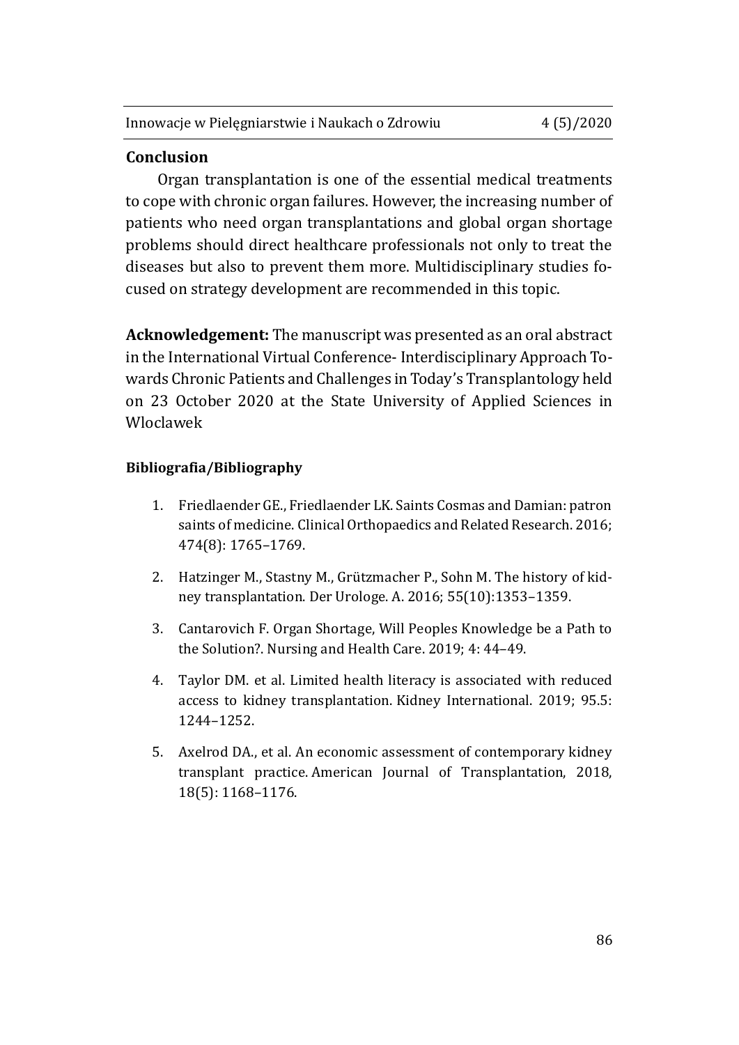## Conclusion

Organ transplantation is one of the essential medical treatments to cope with chronic organ failures. However, the increasing number of patients who need organ transplantations and global organ shortage problems should direct healthcare professionals not only to treat the diseases but also to prevent them more. Multidisciplinary studies focused on strategy development are recommended in this topic.

**Acknowledgement:** The manuscript was presented as an oral abstract in the International Virtual Conference- Interdisciplinary Approach Towards Chronic Patients and Challenges in Today's Transplantology held on 23 October 2020 at the State University of Applied Sciences in Wloclawek

### Bibliografia/Bibliography

1. Friedlaender GE., Friedlaender LK. Saints Cosmas and Damian: patron saints of medicine. Clinical Orthopaedics and Related Research. 2016; 474(8): 1765–1769.
2. Hatzinger M., Stastny M., Grützmacher P., Sohn M. The history of kidney transplantation. Der Urologe. A. 2016; 55(10):1353–1359.
3. Cantarovich F. Organ Shortage, Will Peoples Knowledge be a Path to the Solution?. Nursing and Health Care. 2019; 4: 44–49.
4. Taylor DM. et al. Limited health literacy is associated with reduced access to kidney transplantation. Kidney International. 2019; 95.5: 1244–1252.
5. Axelrod DA., et al. An economic assessment of contemporary kidney transplant practice. American Journal of Transplantation, 2018, 18(5): 1168–1176.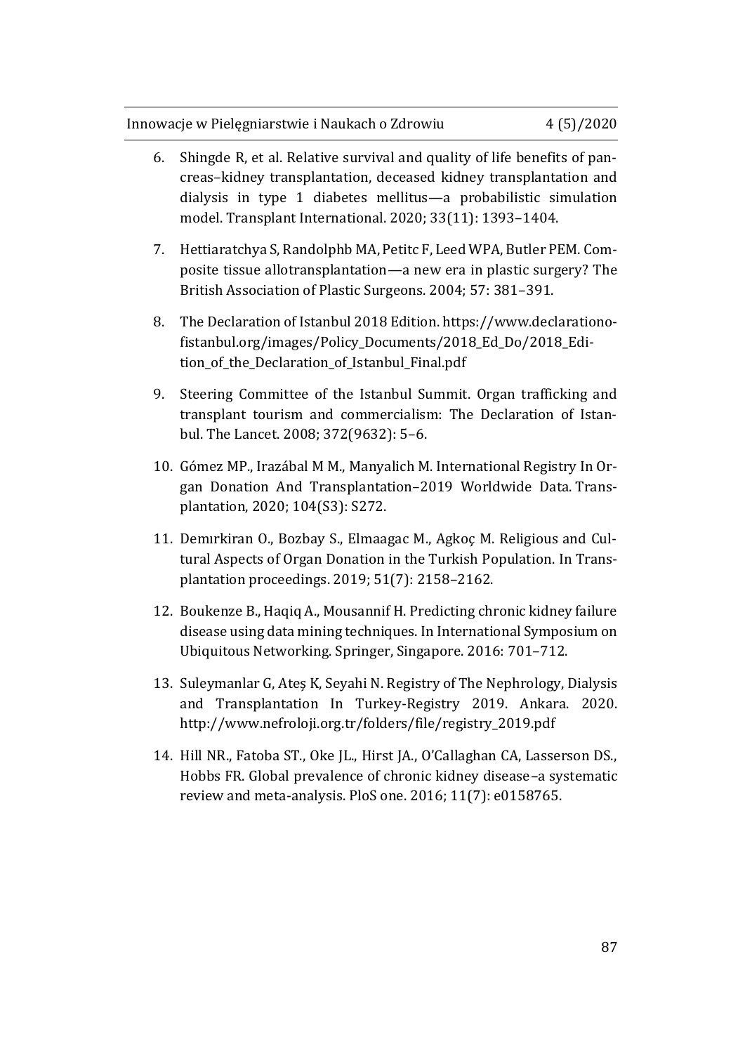6. Shingde R, et al. Relative survival and quality of life benefits of pancreas–kidney transplantation, deceased kidney transplantation and dialysis in type 1 diabetes mellitus—a probabilistic simulation model. Transplant International. 2020; 33(11): 1393–1404.

7. Hettiaratchya S, Randolphb MA, Petitc F, Leed WPA, Butler PEM. Composite tissue allotransplantation—a new era in plastic surgery? The British Association of Plastic Surgeons. 2004; 57: 381–391.

8. The Declaration of Istanbul 2018 Edition. https://www.declarationofistanbul.org/images/Policy_Documents/2018_Ed_Do/2018_Edition_of_the_Declaration_of_Istanbul_Final.pdf

9. Steering Committee of the Istanbul Summit. Organ trafficking and transplant tourism and commercialism: The Declaration of Istanbul. The Lancet. 2008; 372(9632): 5–6.

10. Gómez MP., Irazábal M M., Manyalich M. International Registry In Organ Donation And Transplantation–2019 Worldwide Data. Transplantation, 2020; 104(S3): S272.

11. Demırkiran O., Bozbay S., Elmaagac M., Agkoç M. Religious and Cultural Aspects of Organ Donation in the Turkish Population. In Transplantation proceedings. 2019; 51(7): 2158–2162.

12. Boukenze B., Haqiq A., Mousannif H. Predicting chronic kidney failure disease using data mining techniques. In International Symposium on Ubiquitous Networking. Springer, Singapore. 2016: 701–712.

13. Suleymanlar G, Ateş K, Seyahi N. Registry of The Nephrology, Dialysis and Transplantation In Turkey-Registry 2019. Ankara. 2020. http://www.nefroloji.org.tr/folders/file/registry_2019.pdf

14. Hill NR., Fatoba ST., Oke JL., Hirst JA., O'Callaghan CA, Lasserson DS., Hobbs FR. Global prevalence of chronic kidney disease–a systematic review and meta-analysis. PloS one. 2016; 11(7): e0158765.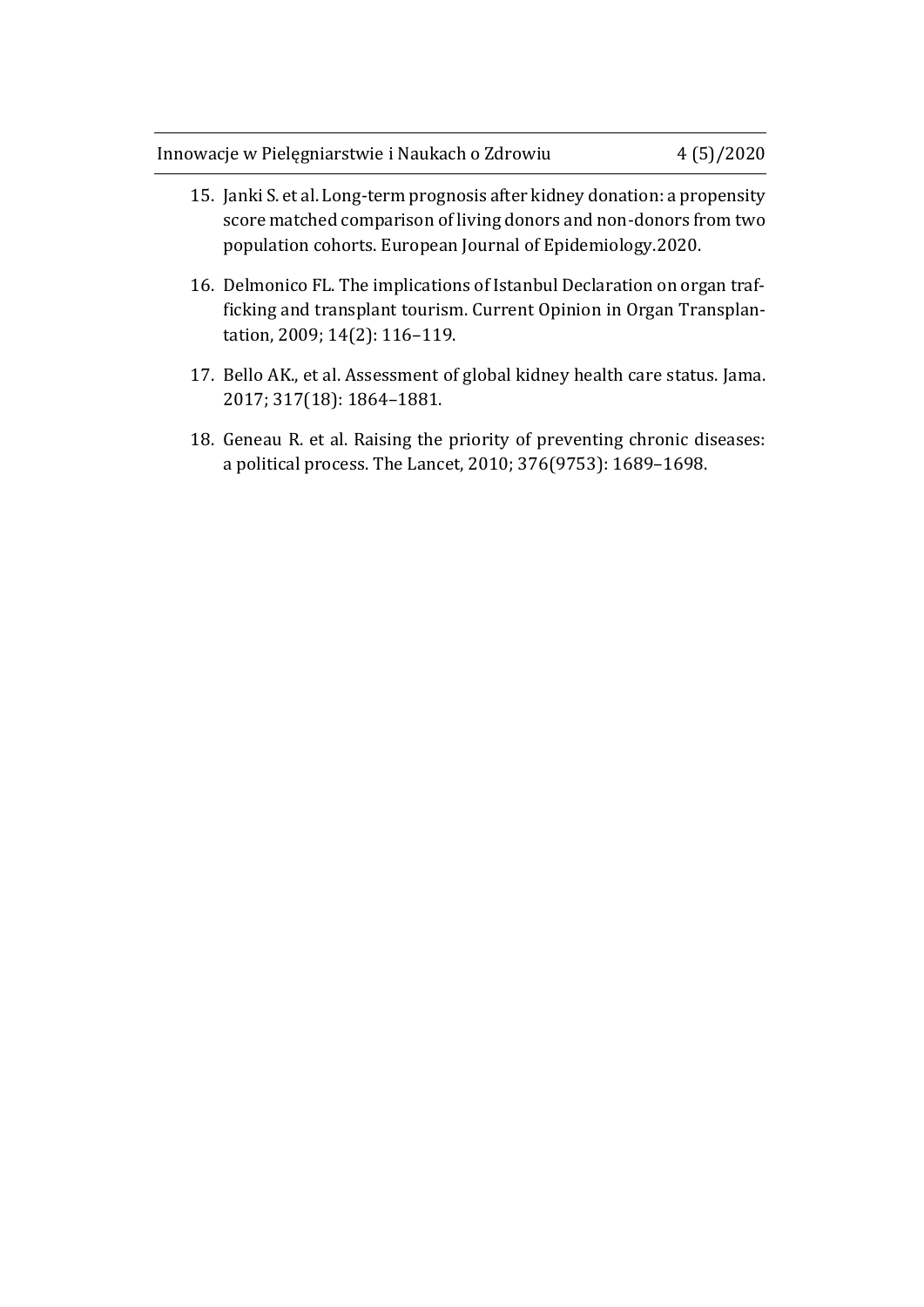15. Janki S. et al. Long-term prognosis after kidney donation: a propensity score matched comparison of living donors and non-donors from two population cohorts. European Journal of Epidemiology.2020.
16. Delmonico FL. The implications of Istanbul Declaration on organ trafficking and transplant tourism. Current Opinion in Organ Transplantation, 2009; 14(2): 116–119.
17. Bello AK., et al. Assessment of global kidney health care status. Jama. 2017; 317(18): 1864–1881.
18. Geneau R. et al. Raising the priority of preventing chronic diseases: a political process. The Lancet, 2010; 376(9753): 1689–1698.